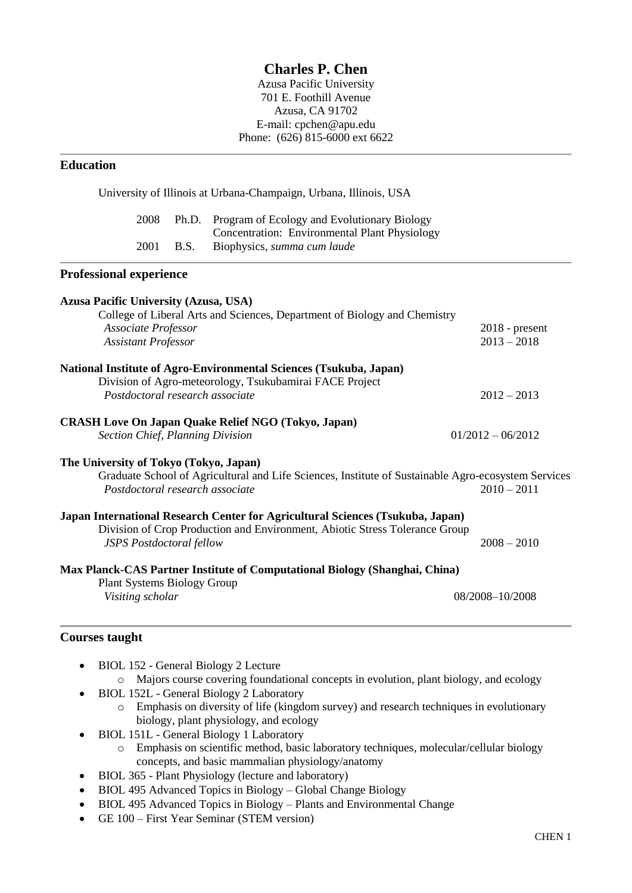# Charles P. Chen

Azusa Pacific University
701 E. Foothill Avenue
Azusa, CA 91702
E-mail: cpchen@apu.edu
Phone: (626) 815-6000 ext 6622

## Education

University of Illinois at Urbana-Champaign, Urbana, Illinois, USA

| | | |
|---|---|---|
| 2008 | Ph.D. | Program of Ecology and Evolutionary Biology<br>Concentration: Environmental Plant Physiology |
| 2001 | B.S. | Biophysics, *summa cum laude* |

## Professional experience

**Azusa Pacific University (Azusa, USA)**
College of Liberal Arts and Sciences, Department of Biology and Chemistry
*Associate Professor* — 2018 - present
*Assistant Professor* — 2013 – 2018

**National Institute of Agro-Environmental Sciences (Tsukuba, Japan)**
Division of Agro-meteorology, Tsukubamirai FACE Project
*Postdoctoral research associate* — 2012 – 2013

**CRASH Love On Japan Quake Relief NGO (Tokyo, Japan)**
*Section Chief, Planning Division* — 01/2012 – 06/2012

**The University of Tokyo (Tokyo, Japan)**
Graduate School of Agricultural and Life Sciences, Institute of Sustainable Agro-ecosystem Services
*Postdoctoral research associate* — 2010 – 2011

**Japan International Research Center for Agricultural Sciences (Tsukuba, Japan)**
Division of Crop Production and Environment, Abiotic Stress Tolerance Group
*JSPS Postdoctoral fellow* — 2008 – 2010

**Max Planck-CAS Partner Institute of Computational Biology (Shanghai, China)**
Plant Systems Biology Group
*Visiting scholar* — 08/2008–10/2008

## Courses taught

- BIOL 152 - General Biology 2 Lecture
  - Majors course covering foundational concepts in evolution, plant biology, and ecology
- BIOL 152L - General Biology 2 Laboratory
  - Emphasis on diversity of life (kingdom survey) and research techniques in evolutionary biology, plant physiology, and ecology
- BIOL 151L - General Biology 1 Laboratory
  - Emphasis on scientific method, basic laboratory techniques, molecular/cellular biology concepts, and basic mammalian physiology/anatomy
- BIOL 365 - Plant Physiology (lecture and laboratory)
- BIOL 495 Advanced Topics in Biology – Global Change Biology
- BIOL 495 Advanced Topics in Biology – Plants and Environmental Change
- GE 100 – First Year Seminar (STEM version)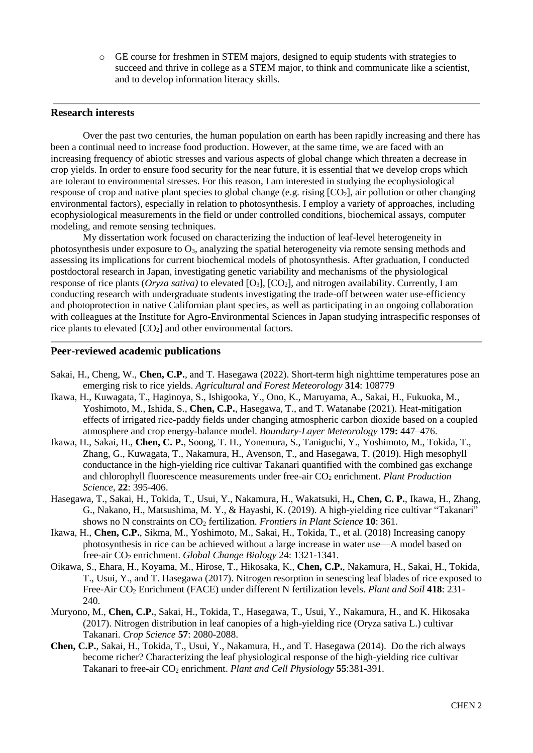- GE course for freshmen in STEM majors, designed to equip students with strategies to succeed and thrive in college as a STEM major, to think and communicate like a scientist, and to develop information literacy skills.

## Research interests

Over the past two centuries, the human population on earth has been rapidly increasing and there has been a continual need to increase food production. However, at the same time, we are faced with an increasing frequency of abiotic stresses and various aspects of global change which threaten a decrease in crop yields. In order to ensure food security for the near future, it is essential that we develop crops which are tolerant to environmental stresses. For this reason, I am interested in studying the ecophysiological response of crop and native plant species to global change (e.g. rising [$CO_2$], air pollution or other changing environmental factors), especially in relation to photosynthesis. I employ a variety of approaches, including ecophysiological measurements in the field or under controlled conditions, biochemical assays, computer modeling, and remote sensing techniques.

My dissertation work focused on characterizing the induction of leaf-level heterogeneity in photosynthesis under exposure to $O_3$, analyzing the spatial heterogeneity via remote sensing methods and assessing its implications for current biochemical models of photosynthesis. After graduation, I conducted postdoctoral research in Japan, investigating genetic variability and mechanisms of the physiological response of rice plants (*Oryza sativa)* to elevated [$O_3$], [$CO_2$], and nitrogen availability. Currently, I am conducting research with undergraduate students investigating the trade-off between water use-efficiency and photoprotection in native Californian plant species, as well as participating in an ongoing collaboration with colleagues at the Institute for Agro-Environmental Sciences in Japan studying intraspecific responses of rice plants to elevated [$CO_2$] and other environmental factors.

## Peer-reviewed academic publications

Sakai, H., Cheng, W., **Chen, C.P.**, and T. Hasegawa (2022). Short-term high nighttime temperatures pose an emerging risk to rice yields. *Agricultural and Forest Meteorology* **314**: 108779

Ikawa, H., Kuwagata, T., Haginoya, S., Ishigooka, Y., Ono, K., Maruyama, A., Sakai, H., Fukuoka, M., Yoshimoto, M., Ishida, S., **Chen, C.P.**, Hasegawa, T., and T. Watanabe (2021). Heat-mitigation effects of irrigated rice-paddy fields under changing atmospheric carbon dioxide based on a coupled atmosphere and crop energy-balance model. *Boundary-Layer Meteorology* **179:** 447–476.

Ikawa, H., Sakai, H., **Chen, C. P.**, Soong, T. H., Yonemura, S., Taniguchi, Y., Yoshimoto, M., Tokida, T., Zhang, G., Kuwagata, T., Nakamura, H., Avenson, T., and Hasegawa, T. (2019). High mesophyll conductance in the high-yielding rice cultivar Takanari quantified with the combined gas exchange and chlorophyll fluorescence measurements under free-air $CO_2$ enrichment. *Plant Production Science*, **22**: 395-406.

Hasegawa, T., Sakai, H., Tokida, T., Usui, Y., Nakamura, H., Wakatsuki, H**., Chen, C. P.**, Ikawa, H., Zhang, G., Nakano, H., Matsushima, M. Y., & Hayashi, K. (2019). A high-yielding rice cultivar "Takanari" shows no N constraints on $CO_2$ fertilization. *Frontiers in Plant Science* **10**: 361.

Ikawa, H., **Chen, C.P.**, Sikma, M., Yoshimoto, M., Sakai, H., Tokida, T., et al. (2018) Increasing canopy photosynthesis in rice can be achieved without a large increase in water use—A model based on free-air $CO_2$ enrichment. *Global Change Biology* 24: 1321-1341.

Oikawa, S., Ehara, H., Koyama, M., Hirose, T., Hikosaka, K., **Chen, C.P.**, Nakamura, H., Sakai, H., Tokida, T., Usui, Y., and T. Hasegawa (2017). Nitrogen resorption in senescing leaf blades of rice exposed to Free-Air $CO_2$ Enrichment (FACE) under different N fertilization levels. *Plant and Soil* **418**: 231-240.

Muryono, M., **Chen, C.P.**, Sakai, H., Tokida, T., Hasegawa, T., Usui, Y., Nakamura, H., and K. Hikosaka (2017). Nitrogen distribution in leaf canopies of a high-yielding rice (Oryza sativa L.) cultivar Takanari. *Crop Science* **57**: 2080-2088.

**Chen, C.P.**, Sakai, H., Tokida, T., Usui, Y., Nakamura, H., and T. Hasegawa (2014). Do the rich always become richer? Characterizing the leaf physiological response of the high-yielding rice cultivar Takanari to free-air $CO_2$ enrichment. *Plant and Cell Physiology* **55**:381-391.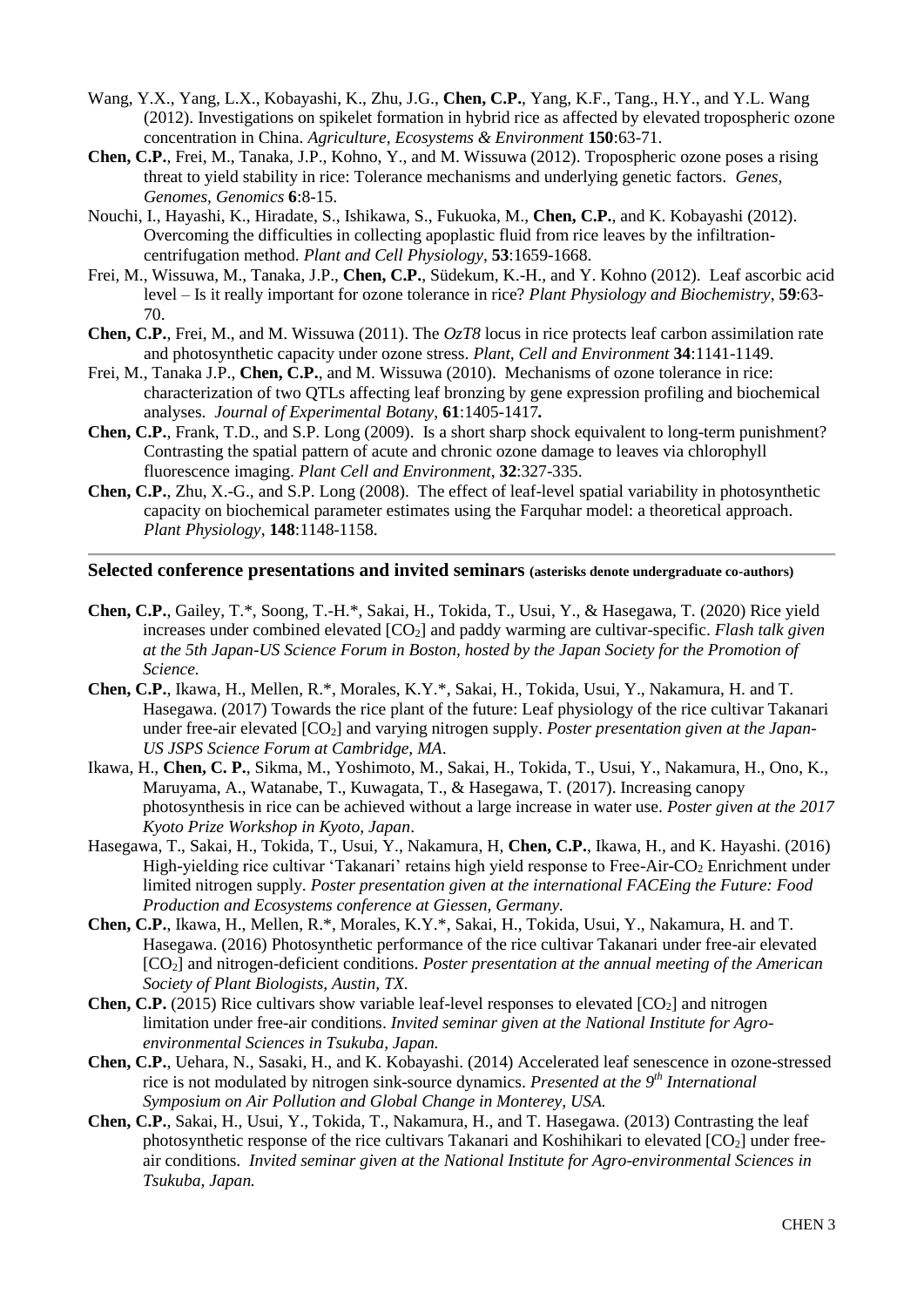Wang, Y.X., Yang, L.X., Kobayashi, K., Zhu, J.G., **Chen, C.P.**, Yang, K.F., Tang., H.Y., and Y.L. Wang (2012). Investigations on spikelet formation in hybrid rice as affected by elevated tropospheric ozone concentration in China. *Agriculture, Ecosystems & Environment* **150**:63-71.

**Chen, C.P.**, Frei, M., Tanaka, J.P., Kohno, Y., and M. Wissuwa (2012). Tropospheric ozone poses a rising threat to yield stability in rice: Tolerance mechanisms and underlying genetic factors. *Genes, Genomes, Genomics* **6**:8-15.

Nouchi, I., Hayashi, K., Hiradate, S., Ishikawa, S., Fukuoka, M., **Chen, C.P.**, and K. Kobayashi (2012). Overcoming the difficulties in collecting apoplastic fluid from rice leaves by the infiltration-centrifugation method. *Plant and Cell Physiology*, **53**:1659-1668.

Frei, M., Wissuwa, M., Tanaka, J.P., **Chen, C.P.**, Südekum, K.-H., and Y. Kohno (2012). Leaf ascorbic acid level – Is it really important for ozone tolerance in rice? *Plant Physiology and Biochemistry*, **59**:63-70.

**Chen, C.P.**, Frei, M., and M. Wissuwa (2011). The *OzT8* locus in rice protects leaf carbon assimilation rate and photosynthetic capacity under ozone stress. *Plant, Cell and Environment* **34**:1141-1149.

Frei, M., Tanaka J.P., **Chen, C.P.**, and M. Wissuwa (2010). Mechanisms of ozone tolerance in rice: characterization of two QTLs affecting leaf bronzing by gene expression profiling and biochemical analyses. *Journal of Experimental Botany*, **61**:1405-1417**.**

**Chen, C.P.**, Frank, T.D., and S.P. Long (2009). Is a short sharp shock equivalent to long-term punishment? Contrasting the spatial pattern of acute and chronic ozone damage to leaves via chlorophyll fluorescence imaging. *Plant Cell and Environment*, **32**:327-335.

**Chen, C.P.**, Zhu, X.-G., and S.P. Long (2008). The effect of leaf-level spatial variability in photosynthetic capacity on biochemical parameter estimates using the Farquhar model: a theoretical approach. *Plant Physiology*, **148**:1148-1158.

---

### Selected conference presentations and invited seminars (asterisks denote undergraduate co-authors)

**Chen, C.P.**, Gailey, T.*, Soong, T.-H.*, Sakai, H., Tokida, T., Usui, Y., & Hasegawa, T. (2020) Rice yield increases under combined elevated [$CO_2$] and paddy warming are cultivar-specific. *Flash talk given at the 5th Japan-US Science Forum in Boston, hosted by the Japan Society for the Promotion of Science.*

**Chen, C.P.**, Ikawa, H., Mellen, R.*, Morales, K.Y.*, Sakai, H., Tokida, Usui, Y., Nakamura, H. and T. Hasegawa. (2017) Towards the rice plant of the future: Leaf physiology of the rice cultivar Takanari under free-air elevated [$CO_2$] and varying nitrogen supply. *Poster presentation given at the Japan-US JSPS Science Forum at Cambridge, MA.*

Ikawa, H., **Chen, C. P.**, Sikma, M., Yoshimoto, M., Sakai, H., Tokida, T., Usui, Y., Nakamura, H., Ono, K., Maruyama, A., Watanabe, T., Kuwagata, T., & Hasegawa, T. (2017). Increasing canopy photosynthesis in rice can be achieved without a large increase in water use. *Poster given at the 2017 Kyoto Prize Workshop in Kyoto, Japan*.

Hasegawa, T., Sakai, H., Tokida, T., Usui, Y., Nakamura, H, **Chen, C.P.**, Ikawa, H., and K. Hayashi. (2016) High-yielding rice cultivar 'Takanari' retains high yield response to Free-Air-$CO_2$ Enrichment under limited nitrogen supply. *Poster presentation given at the international FACEing the Future: Food Production and Ecosystems conference at Giessen, Germany.*

**Chen, C.P.**, Ikawa, H., Mellen, R.*, Morales, K.Y.*, Sakai, H., Tokida, Usui, Y., Nakamura, H. and T. Hasegawa. (2016) Photosynthetic performance of the rice cultivar Takanari under free-air elevated [$CO_2$] and nitrogen-deficient conditions. *Poster presentation at the annual meeting of the American Society of Plant Biologists, Austin, TX.*

**Chen, C.P.** (2015) Rice cultivars show variable leaf-level responses to elevated [$CO_2$] and nitrogen limitation under free-air conditions. *Invited seminar given at the National Institute for Agro-environmental Sciences in Tsukuba, Japan.*

**Chen, C.P.**, Uehara, N., Sasaki, H., and K. Kobayashi. (2014) Accelerated leaf senescence in ozone-stressed rice is not modulated by nitrogen sink-source dynamics. *Presented at the 9th International Symposium on Air Pollution and Global Change in Monterey, USA.*

**Chen, C.P.**, Sakai, H., Usui, Y., Tokida, T., Nakamura, H., and T. Hasegawa. (2013) Contrasting the leaf photosynthetic response of the rice cultivars Takanari and Koshihikari to elevated [$CO_2$] under free-air conditions. *Invited seminar given at the National Institute for Agro-environmental Sciences in Tsukuba, Japan.*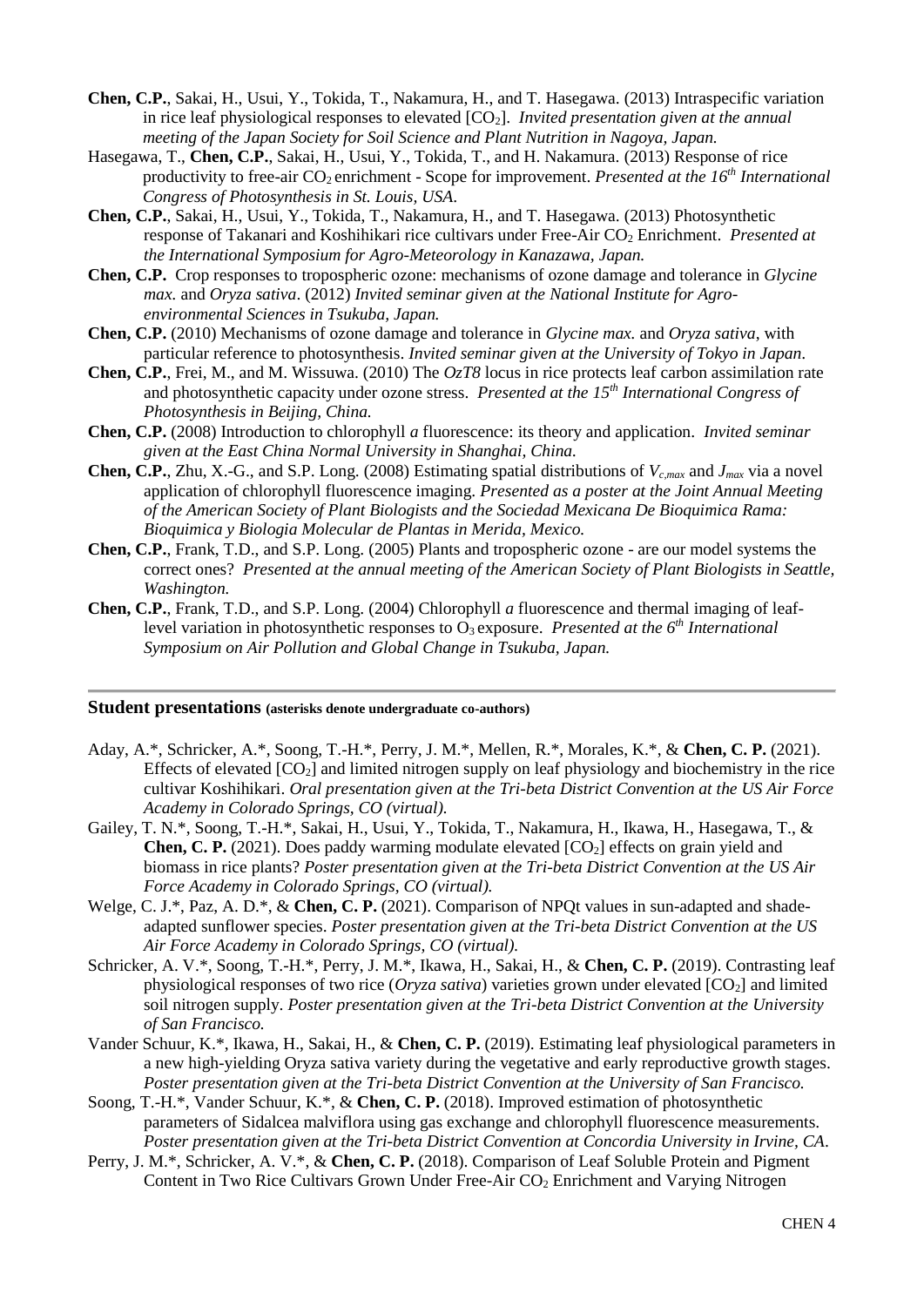**Chen, C.P.**, Sakai, H., Usui, Y., Tokida, T., Nakamura, H., and T. Hasegawa. (2013) Intraspecific variation in rice leaf physiological responses to elevated [$CO_2$]. *Invited presentation given at the annual meeting of the Japan Society for Soil Science and Plant Nutrition in Nagoya, Japan.*

Hasegawa, T., **Chen, C.P.**, Sakai, H., Usui, Y., Tokida, T., and H. Nakamura. (2013) Response of rice productivity to free-air $CO_2$ enrichment - Scope for improvement. *Presented at the 16[th] International Congress of Photosynthesis in St. Louis, USA.*

**Chen, C.P.**, Sakai, H., Usui, Y., Tokida, T., Nakamura, H., and T. Hasegawa. (2013) Photosynthetic response of Takanari and Koshihikari rice cultivars under Free-Air $CO_2$ Enrichment. *Presented at the International Symposium for Agro-Meteorology in Kanazawa, Japan.*

**Chen, C.P.** Crop responses to tropospheric ozone: mechanisms of ozone damage and tolerance in *Glycine max.* and *Oryza sativa*. (2012) *Invited seminar given at the National Institute for Agro-environmental Sciences in Tsukuba, Japan.*

**Chen, C.P.** (2010) Mechanisms of ozone damage and tolerance in *Glycine max.* and *Oryza sativa*, with particular reference to photosynthesis. *Invited seminar given at the University of Tokyo in Japan.*

**Chen, C.P.**, Frei, M., and M. Wissuwa. (2010) The *OzT8* locus in rice protects leaf carbon assimilation rate and photosynthetic capacity under ozone stress. *Presented at the 15[th] International Congress of Photosynthesis in Beijing, China.*

**Chen, C.P.** (2008) Introduction to chlorophyll *a* fluorescence: its theory and application. *Invited seminar given at the East China Normal University in Shanghai, China.*

**Chen, C.P.**, Zhu, X.-G., and S.P. Long. (2008) Estimating spatial distributions of $V_{c,max}$ and $J_{max}$ via a novel application of chlorophyll fluorescence imaging. *Presented as a poster at the Joint Annual Meeting of the American Society of Plant Biologists and the Sociedad Mexicana De Bioquimica Rama: Bioquimica y Biologia Molecular de Plantas in Merida, Mexico.*

**Chen, C.P.**, Frank, T.D., and S.P. Long. (2005) Plants and tropospheric ozone - are our model systems the correct ones? *Presented at the annual meeting of the American Society of Plant Biologists in Seattle, Washington.*

**Chen, C.P.**, Frank, T.D., and S.P. Long. (2004) Chlorophyll *a* fluorescence and thermal imaging of leaf-level variation in photosynthetic responses to $O_3$ exposure. *Presented at the 6[th] International Symposium on Air Pollution and Global Change in Tsukuba, Japan.*

## Student presentations (asterisks denote undergraduate co-authors)

Aday, A.*, Schricker, A.*, Soong, T.-H.*, Perry, J. M.*, Mellen, R.*, Morales, K.*, & **Chen, C. P.** (2021). Effects of elevated [$CO_2$] and limited nitrogen supply on leaf physiology and biochemistry in the rice cultivar Koshihikari. *Oral presentation given at the Tri-beta District Convention at the US Air Force Academy in Colorado Springs, CO (virtual).*

Gailey, T. N.*, Soong, T.-H.*, Sakai, H., Usui, Y., Tokida, T., Nakamura, H., Ikawa, H., Hasegawa, T., & **Chen, C. P.** (2021). Does paddy warming modulate elevated [$CO_2$] effects on grain yield and biomass in rice plants? *Poster presentation given at the Tri-beta District Convention at the US Air Force Academy in Colorado Springs, CO (virtual).*

Welge, C. J.*, Paz, A. D.*, & **Chen, C. P.** (2021). Comparison of NPQt values in sun-adapted and shade-adapted sunflower species. *Poster presentation given at the Tri-beta District Convention at the US Air Force Academy in Colorado Springs, CO (virtual).*

Schricker, A. V.*, Soong, T.-H.*, Perry, J. M.*, Ikawa, H., Sakai, H., & **Chen, C. P.** (2019). Contrasting leaf physiological responses of two rice (*Oryza sativa*) varieties grown under elevated [$CO_2$] and limited soil nitrogen supply. *Poster presentation given at the Tri-beta District Convention at the University of San Francisco.*

Vander Schuur, K.*, Ikawa, H., Sakai, H., & **Chen, C. P.** (2019). Estimating leaf physiological parameters in a new high-yielding Oryza sativa variety during the vegetative and early reproductive growth stages. *Poster presentation given at the Tri-beta District Convention at the University of San Francisco.*

Soong, T.-H.*, Vander Schuur, K.*, & **Chen, C. P.** (2018). Improved estimation of photosynthetic parameters of Sidalcea malviflora using gas exchange and chlorophyll fluorescence measurements. *Poster presentation given at the Tri-beta District Convention at Concordia University in Irvine, CA.*

Perry, J. M.*, Schricker, A. V.*, & **Chen, C. P.** (2018). Comparison of Leaf Soluble Protein and Pigment Content in Two Rice Cultivars Grown Under Free-Air $CO_2$ Enrichment and Varying Nitrogen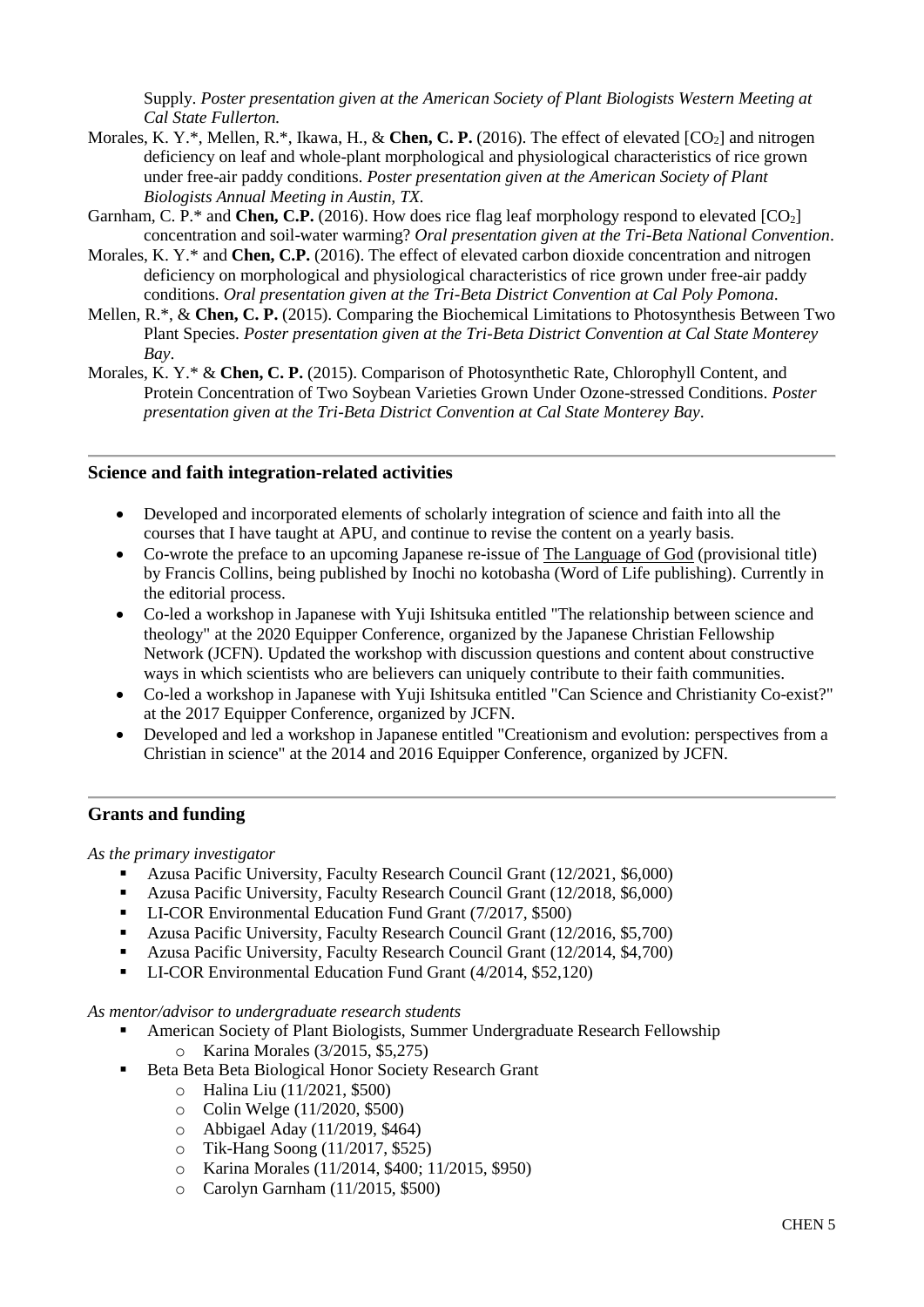Supply. *Poster presentation given at the American Society of Plant Biologists Western Meeting at Cal State Fullerton.*

Morales, K. Y.*, Mellen, R.*, Ikawa, H., & **Chen, C. P.** (2016). The effect of elevated [$CO_2$] and nitrogen deficiency on leaf and whole-plant morphological and physiological characteristics of rice grown under free-air paddy conditions. *Poster presentation given at the American Society of Plant Biologists Annual Meeting in Austin, TX.*

Garnham, C. P.* and **Chen, C.P.** (2016). How does rice flag leaf morphology respond to elevated [$CO_2$] concentration and soil-water warming? *Oral presentation given at the Tri-Beta National Convention*.

Morales, K. Y.* and **Chen, C.P.** (2016). The effect of elevated carbon dioxide concentration and nitrogen deficiency on morphological and physiological characteristics of rice grown under free-air paddy conditions. *Oral presentation given at the Tri-Beta District Convention at Cal Poly Pomona*.

Mellen, R.*, & **Chen, C. P.** (2015). Comparing the Biochemical Limitations to Photosynthesis Between Two Plant Species. *Poster presentation given at the Tri-Beta District Convention at Cal State Monterey Bay*.

Morales, K. Y.* & **Chen, C. P.** (2015). Comparison of Photosynthetic Rate, Chlorophyll Content, and Protein Concentration of Two Soybean Varieties Grown Under Ozone-stressed Conditions. *Poster presentation given at the Tri-Beta District Convention at Cal State Monterey Bay*.

## Science and faith integration-related activities

- Developed and incorporated elements of scholarly integration of science and faith into all the courses that I have taught at APU, and continue to revise the content on a yearly basis.
- Co-wrote the preface to an upcoming Japanese re-issue of The Language of God (provisional title) by Francis Collins, being published by Inochi no kotobasha (Word of Life publishing). Currently in the editorial process.
- Co-led a workshop in Japanese with Yuji Ishitsuka entitled "The relationship between science and theology" at the 2020 Equipper Conference, organized by the Japanese Christian Fellowship Network (JCFN). Updated the workshop with discussion questions and content about constructive ways in which scientists who are believers can uniquely contribute to their faith communities.
- Co-led a workshop in Japanese with Yuji Ishitsuka entitled "Can Science and Christianity Co-exist?" at the 2017 Equipper Conference, organized by JCFN.
- Developed and led a workshop in Japanese entitled "Creationism and evolution: perspectives from a Christian in science" at the 2014 and 2016 Equipper Conference, organized by JCFN.

## Grants and funding

*As the primary investigator*

- Azusa Pacific University, Faculty Research Council Grant (12/2021, $6,000)
- Azusa Pacific University, Faculty Research Council Grant (12/2018, $6,000)
- LI-COR Environmental Education Fund Grant (7/2017, $500)
- Azusa Pacific University, Faculty Research Council Grant (12/2016, $5,700)
- Azusa Pacific University, Faculty Research Council Grant (12/2014, $4,700)
- LI-COR Environmental Education Fund Grant (4/2014, $52,120)

*As mentor/advisor to undergraduate research students*

- American Society of Plant Biologists, Summer Undergraduate Research Fellowship
  - Karina Morales (3/2015, $5,275)
- Beta Beta Beta Biological Honor Society Research Grant
  - Halina Liu (11/2021, $500)
  - Colin Welge (11/2020, $500)
  - Abbigael Aday (11/2019, $464)
  - Tik-Hang Soong (11/2017, $525)
  - Karina Morales (11/2014, $400; 11/2015, $950)
  - Carolyn Garnham (11/2015, $500)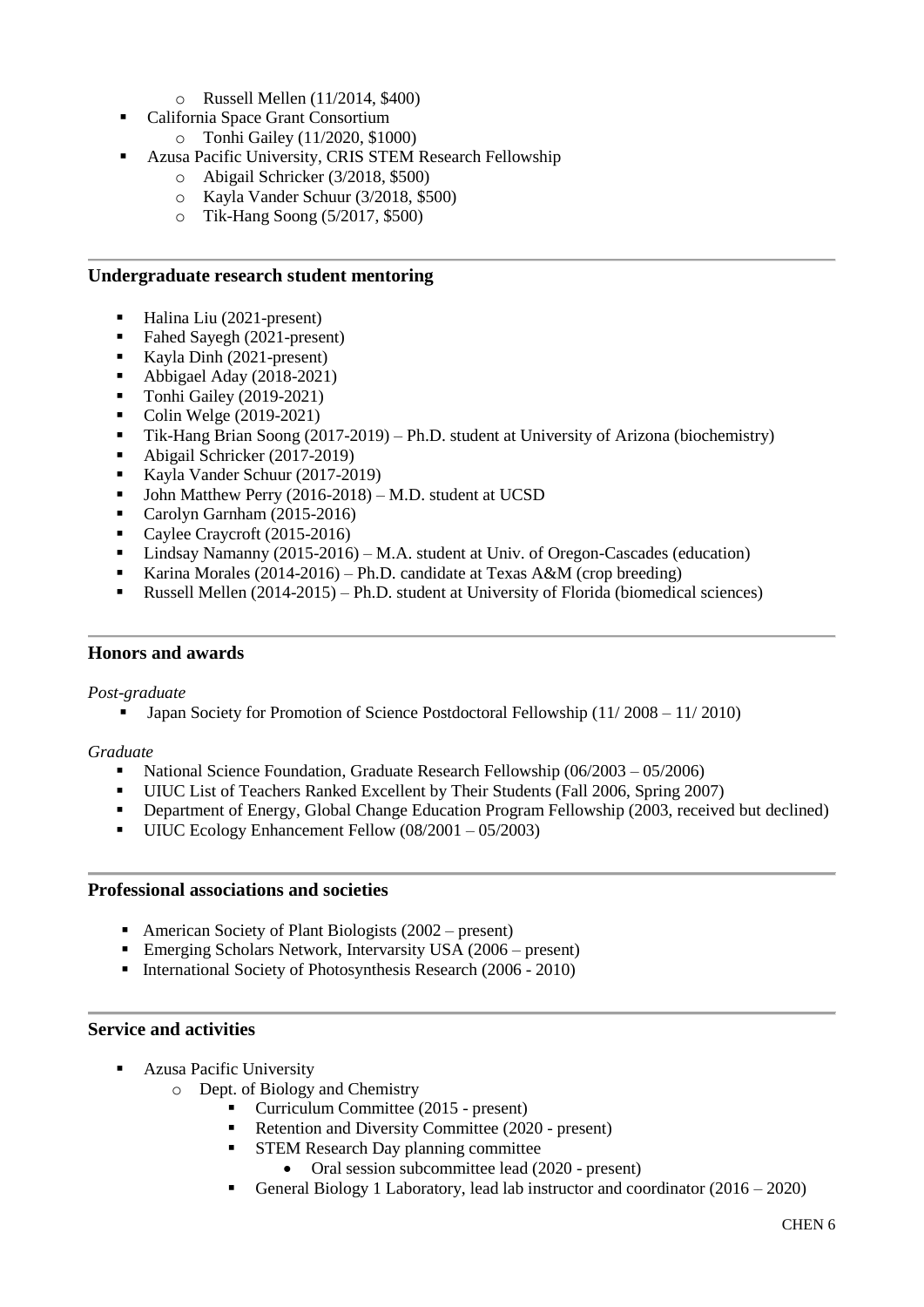- Russell Mellen (11/2014, $400)
- California Space Grant Consortium
    - Tonhi Gailey (11/2020, $1000)
- Azusa Pacific University, CRIS STEM Research Fellowship
    - Abigail Schricker (3/2018, $500)
    - Kayla Vander Schuur (3/2018, $500)
    - Tik-Hang Soong (5/2017, $500)

---

## Undergraduate research student mentoring

- Halina Liu (2021-present)
- Fahed Sayegh (2021-present)
- Kayla Dinh (2021-present)
- Abbigael Aday (2018-2021)
- Tonhi Gailey (2019-2021)
- Colin Welge (2019-2021)
- Tik-Hang Brian Soong (2017-2019) – Ph.D. student at University of Arizona (biochemistry)
- Abigail Schricker (2017-2019)
- Kayla Vander Schuur (2017-2019)
- John Matthew Perry (2016-2018) – M.D. student at UCSD
- Carolyn Garnham (2015-2016)
- Caylee Craycroft (2015-2016)
- Lindsay Namanny (2015-2016) – M.A. student at Univ. of Oregon-Cascades (education)
- Karina Morales (2014-2016) – Ph.D. candidate at Texas A&M (crop breeding)
- Russell Mellen (2014-2015) – Ph.D. student at University of Florida (biomedical sciences)

---

## Honors and awards

*Post-graduate*

- Japan Society for Promotion of Science Postdoctoral Fellowship (11/ 2008 – 11/ 2010)

*Graduate*

- National Science Foundation, Graduate Research Fellowship (06/2003 – 05/2006)
- UIUC List of Teachers Ranked Excellent by Their Students (Fall 2006, Spring 2007)
- Department of Energy, Global Change Education Program Fellowship (2003, received but declined)
- UIUC Ecology Enhancement Fellow (08/2001 – 05/2003)

---

## Professional associations and societies

- American Society of Plant Biologists (2002 – present)
- Emerging Scholars Network, Intervarsity USA (2006 – present)
- International Society of Photosynthesis Research (2006 - 2010)

---

## Service and activities

- Azusa Pacific University
    - Dept. of Biology and Chemistry
        - Curriculum Committee (2015 - present)
        - Retention and Diversity Committee (2020 - present)
        - STEM Research Day planning committee
            - Oral session subcommittee lead (2020 - present)
        - General Biology 1 Laboratory, lead lab instructor and coordinator (2016 – 2020)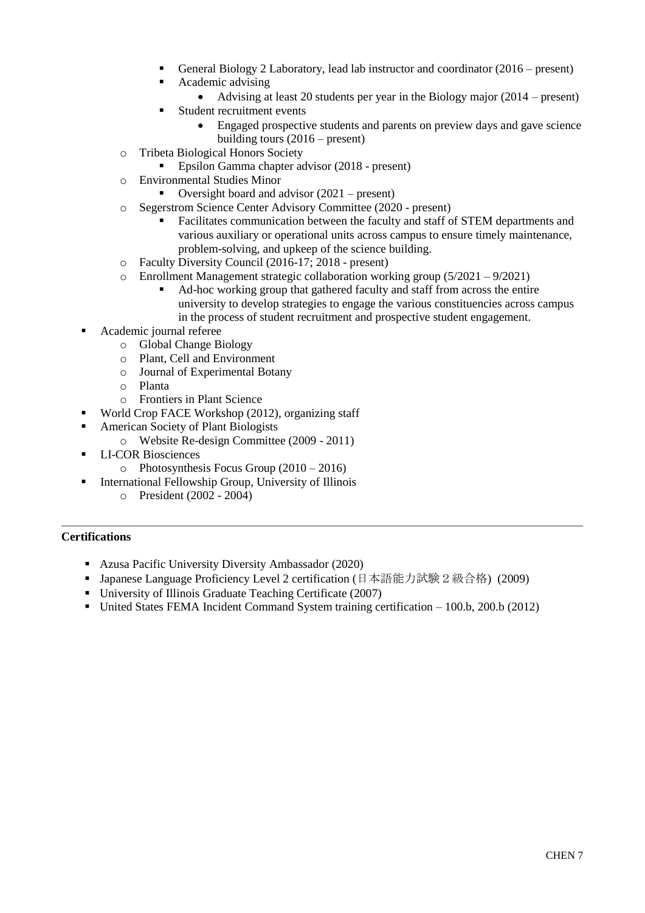- General Biology 2 Laboratory, lead lab instructor and coordinator (2016 – present)
        - Academic advising
            - Advising at least 20 students per year in the Biology major (2014 – present)
        - Student recruitment events
            - Engaged prospective students and parents on preview days and gave science building tours (2016 – present)
    - Tribeta Biological Honors Society
        - Epsilon Gamma chapter advisor (2018 - present)
    - Environmental Studies Minor
        - Oversight board and advisor (2021 – present)
    - Segerstrom Science Center Advisory Committee (2020 - present)
        - Facilitates communication between the faculty and staff of STEM departments and various auxiliary or operational units across campus to ensure timely maintenance, problem-solving, and upkeep of the science building.
    - Faculty Diversity Council (2016-17; 2018 - present)
    - Enrollment Management strategic collaboration working group (5/2021 – 9/2021)
        - Ad-hoc working group that gathered faculty and staff from across the entire university to develop strategies to engage the various constituencies across campus in the process of student recruitment and prospective student engagement.
- Academic journal referee
    - Global Change Biology
    - Plant, Cell and Environment
    - Journal of Experimental Botany
    - Planta
    - Frontiers in Plant Science
- World Crop FACE Workshop (2012), organizing staff
- American Society of Plant Biologists
    - Website Re-design Committee (2009 - 2011)
- LI-COR Biosciences
    - Photosynthesis Focus Group (2010 – 2016)
- International Fellowship Group, University of Illinois
    - President (2002 - 2004)

---

**Certifications**

- Azusa Pacific University Diversity Ambassador (2020)
- Japanese Language Proficiency Level 2 certification (日本語能力試験２級合格) (2009)
- University of Illinois Graduate Teaching Certificate (2007)
- United States FEMA Incident Command System training certification – 100.b, 200.b (2012)